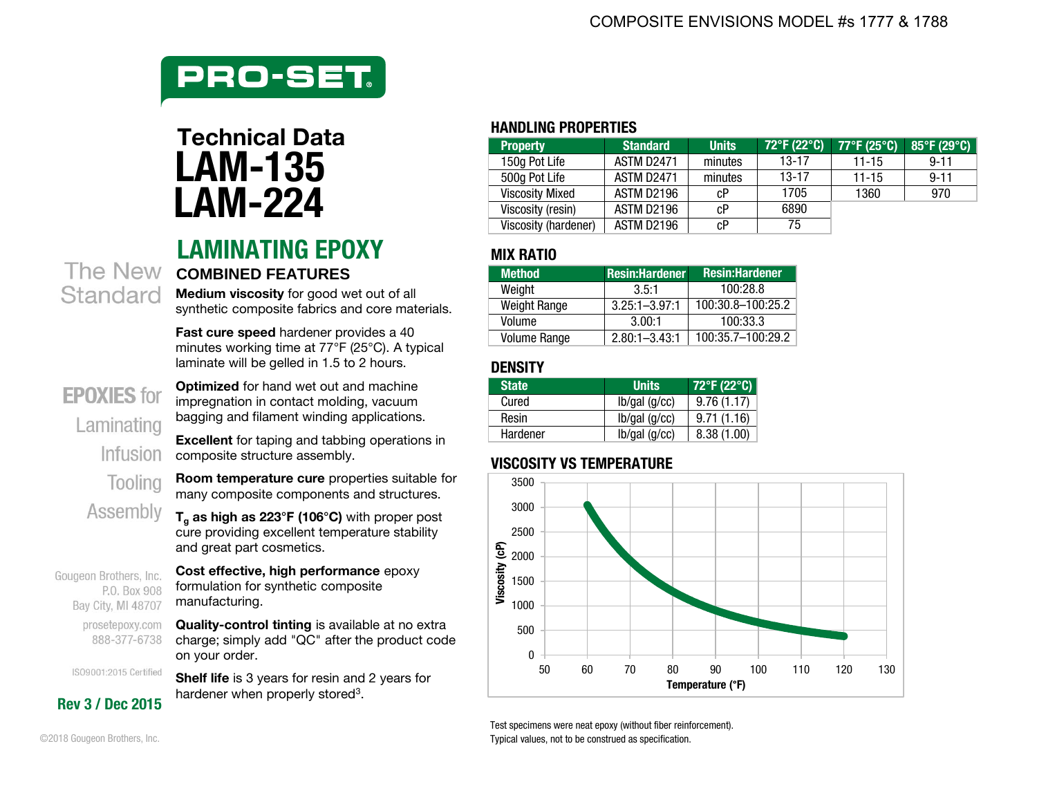COMPOSITE ENVISIONS MODEL #s 1777 & 1788

PRO-SET®

# Technical Data LAM-135 LAM-224

## LAMINATING EPOXY

The New Standard

### COMBINED FEATURES

**Medium viscosity** for good wet out of all synthetic composite fabrics and core materials.

**Fast cure speed** hardener provides a 40 minutes working time at 77°F (25°C). A typical laminate will be gelled in 1.5 to 2 hours.

**Optimized** for hand wet out and machine impregnation in contact molding, vacuum bagging and filament winding applications.

**Excellent** for taping and tabbing operations in composite structure assembly.

**Room temperature cure** properties suitable for many composite components and structures.

**$T_g$ as high as 223°F (106°C)** with proper post cure providing excellent temperature stability and great part cosmetics.

**Cost effective, high performance** epoxy formulation for synthetic composite manufacturing.

**Quality-control tinting** is available at no extra charge; simply add "QC" after the product code on your order.

**Shelf life** is 3 years for resin and 2 years for hardener when properly stored[3].

EPOXIES for Laminating Infusion Tooling Assembly

Gougeon Brothers, Inc.
P.O. Box 908
Bay City, MI 48707

prosetepoxy.com
888-377-6738

ISO9001:2015 Certified

**Rev 3 / Dec 2015**

©2018 Gougeon Brothers, Inc.

### HANDLING PROPERTIES

| Property | Standard | Units | 72°F (22°C) | 77°F (25°C) | 85°F (29°C) |
|---|---|---|---|---|---|
| 150g Pot Life | ASTM D2471 | minutes | 13-17 | 11-15 | 9-11 |
| 500g Pot Life | ASTM D2471 | minutes | 13-17 | 11-15 | 9-11 |
| Viscosity Mixed | ASTM D2196 | cP | 1705 | 1360 | 970 |
| Viscosity (resin) | ASTM D2196 | cP | 6890 | | |
| Viscosity (hardener) | ASTM D2196 | cP | 75 | | |

### MIX RATIO

| Method | Resin:Hardener | Resin:Hardener |
|---|---|---|
| Weight | 3.5:1 | 100:28.8 |
| Weight Range | 3.25:1–3.97:1 | 100:30.8–100:25.2 |
| Volume | 3.00:1 | 100:33.3 |
| Volume Range | 2.80:1–3.43:1 | 100:35.7–100:29.2 |

### DENSITY

| State | Units | 72°F (22°C) |
|---|---|---|
| Cured | lb/gal (g/cc) | 9.76 (1.17) |
| Resin | lb/gal (g/cc) | 9.71 (1.16) |
| Hardener | lb/gal (g/cc) | 8.38 (1.00) |

### VISCOSITY VS TEMPERATURE

Viscosity (cP) vs Temperature (°F)

Test specimens were neat epoxy (without fiber reinforcement).
Typical values, not to be construed as specification.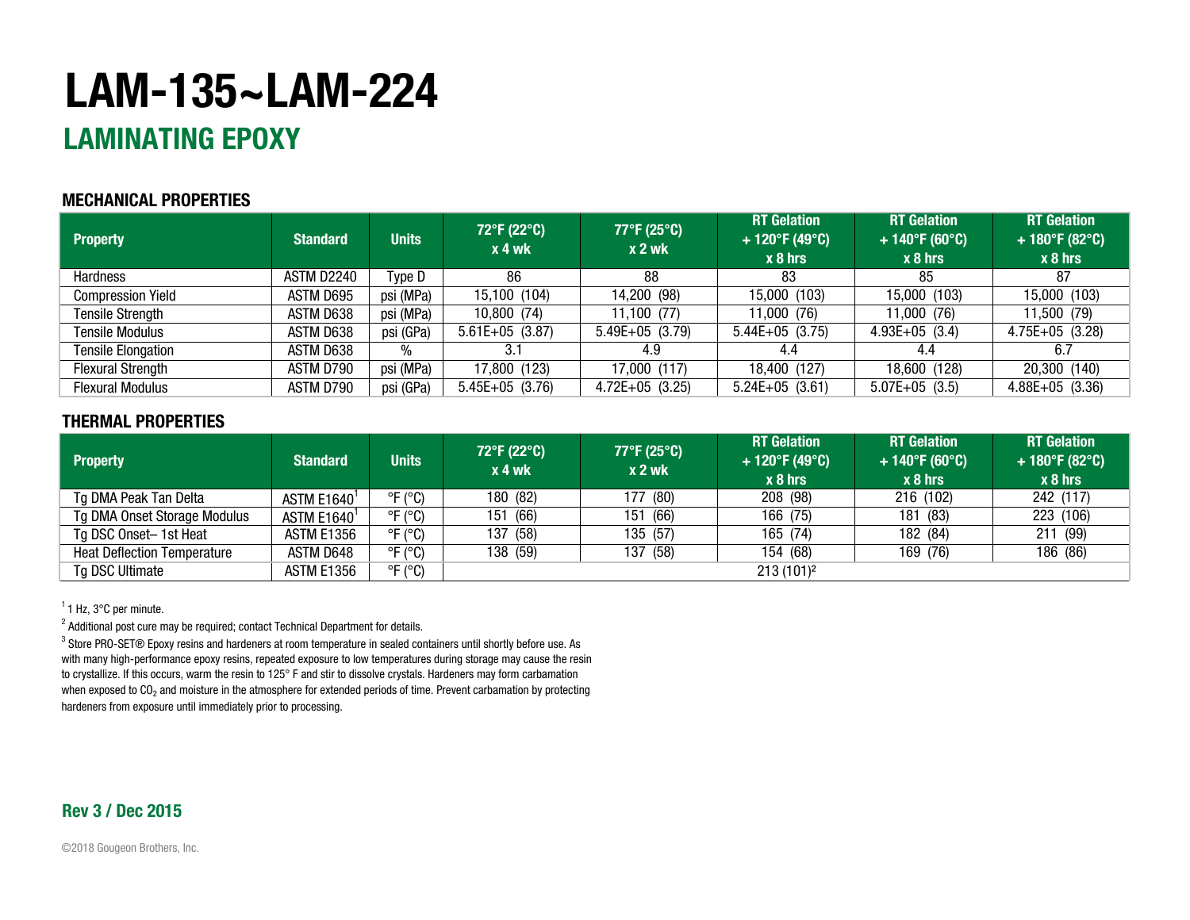# LAM-135~LAM-224

## LAMINATING EPOXY

### MECHANICAL PROPERTIES

| Property | Standard | Units | 72°F (22°C) x 4 wk | 77°F (25°C) x 2 wk | RT Gelation + 120°F (49°C) x 8 hrs | RT Gelation + 140°F (60°C) x 8 hrs | RT Gelation + 180°F (82°C) x 8 hrs |
|---|---|---|---|---|---|---|---|
| Hardness | ASTM D2240 | Type D | 86 | 88 | 83 | 85 | 87 |
| Compression Yield | ASTM D695 | psi (MPa) | 15,100 (104) | 14,200 (98) | 15,000 (103) | 15,000 (103) | 15,000 (103) |
| Tensile Strength | ASTM D638 | psi (MPa) | 10,800 (74) | 11,100 (77) | 11,000 (76) | 11,000 (76) | 11,500 (79) |
| Tensile Modulus | ASTM D638 | psi (GPa) | 5.61E+05 (3.87) | 5.49E+05 (3.79) | 5.44E+05 (3.75) | 4.93E+05 (3.4) | 4.75E+05 (3.28) |
| Tensile Elongation | ASTM D638 | % | 3.1 | 4.9 | 4.4 | 4.4 | 6.7 |
| Flexural Strength | ASTM D790 | psi (MPa) | 17,800 (123) | 17,000 (117) | 18,400 (127) | 18,600 (128) | 20,300 (140) |
| Flexural Modulus | ASTM D790 | psi (GPa) | 5.45E+05 (3.76) | 4.72E+05 (3.25) | 5.24E+05 (3.61) | 5.07E+05 (3.5) | 4.88E+05 (3.36) |

### THERMAL PROPERTIES

| Property | Standard | Units | 72°F (22°C) x 4 wk | 77°F (25°C) x 2 wk | RT Gelation + 120°F (49°C) x 8 hrs | RT Gelation + 140°F (60°C) x 8 hrs | RT Gelation + 180°F (82°C) x 8 hrs |
|---|---|---|---|---|---|---|---|
| Tg DMA Peak Tan Delta | ASTM E1640[1] | °F (°C) | 180 (82) | 177 (80) | 208 (98) | 216 (102) | 242 (117) |
| Tg DMA Onset Storage Modulus | ASTM E1640[1] | °F (°C) | 151 (66) | 151 (66) | 166 (75) | 181 (83) | 223 (106) |
| Tg DSC Onset– 1st Heat | ASTM E1356 | °F (°C) | 137 (58) | 135 (57) | 165 (74) | 182 (84) | 211 (99) |
| Heat Deflection Temperature | ASTM D648 | °F (°C) | 138 (59) | 137 (58) | 154 (68) | 169 (76) | 186 (86) |
| Tg DSC Ultimate | ASTM E1356 | °F (°C) | 213 (101)[2] | | | | |

[1] 1 Hz, 3°C per minute.

[2] Additional post cure may be required; contact Technical Department for details.

[3] Store PRO-SET® Epoxy resins and hardeners at room temperature in sealed containers until shortly before use. As with many high-performance epoxy resins, repeated exposure to low temperatures during storage may cause the resin to crystallize. If this occurs, warm the resin to 125° F and stir to dissolve crystals. Hardeners may form carbamation when exposed to $CO_2$ and moisture in the atmosphere for extended periods of time. Prevent carbamation by protecting hardeners from exposure until immediately prior to processing.

**Rev 3 / Dec 2015**

©2018 Gougeon Brothers, Inc.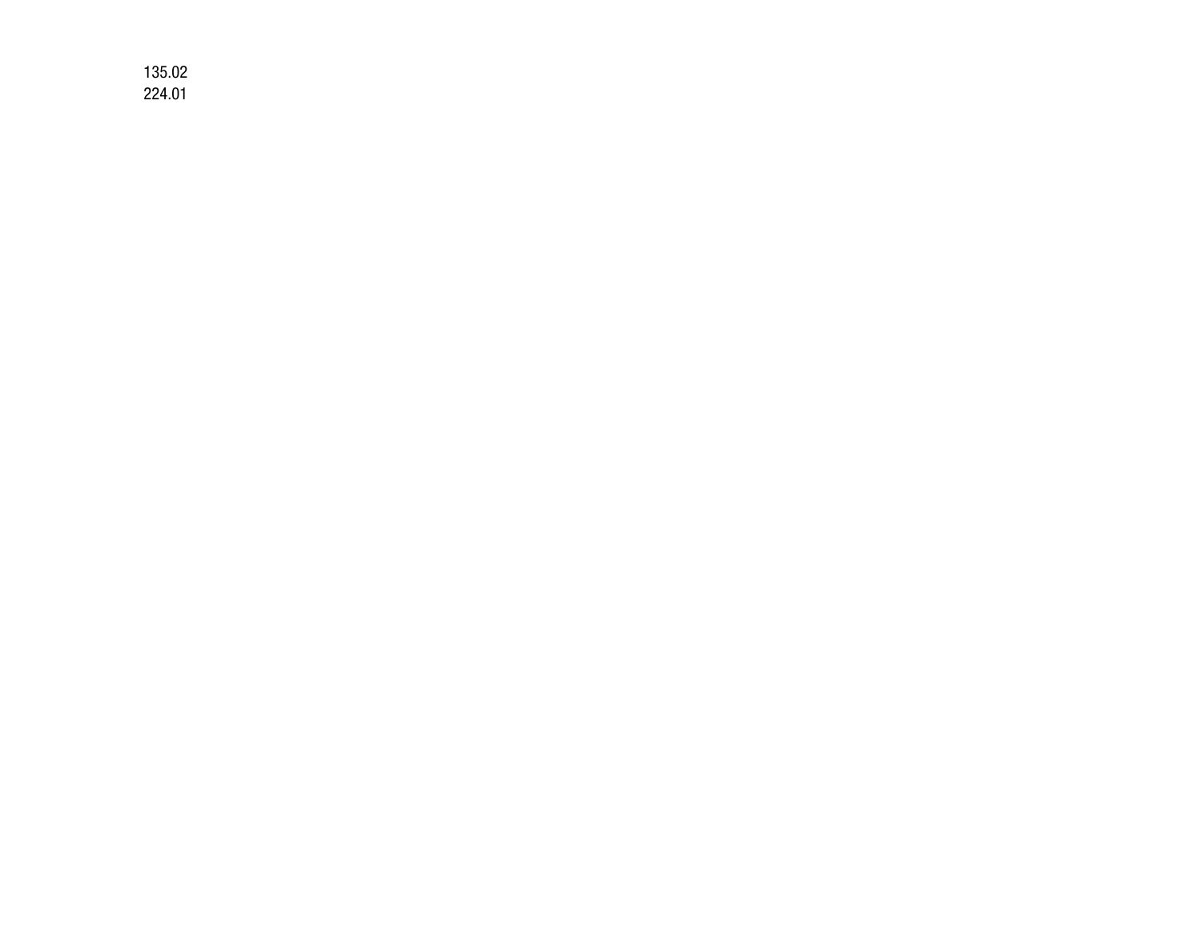135.02
224.01